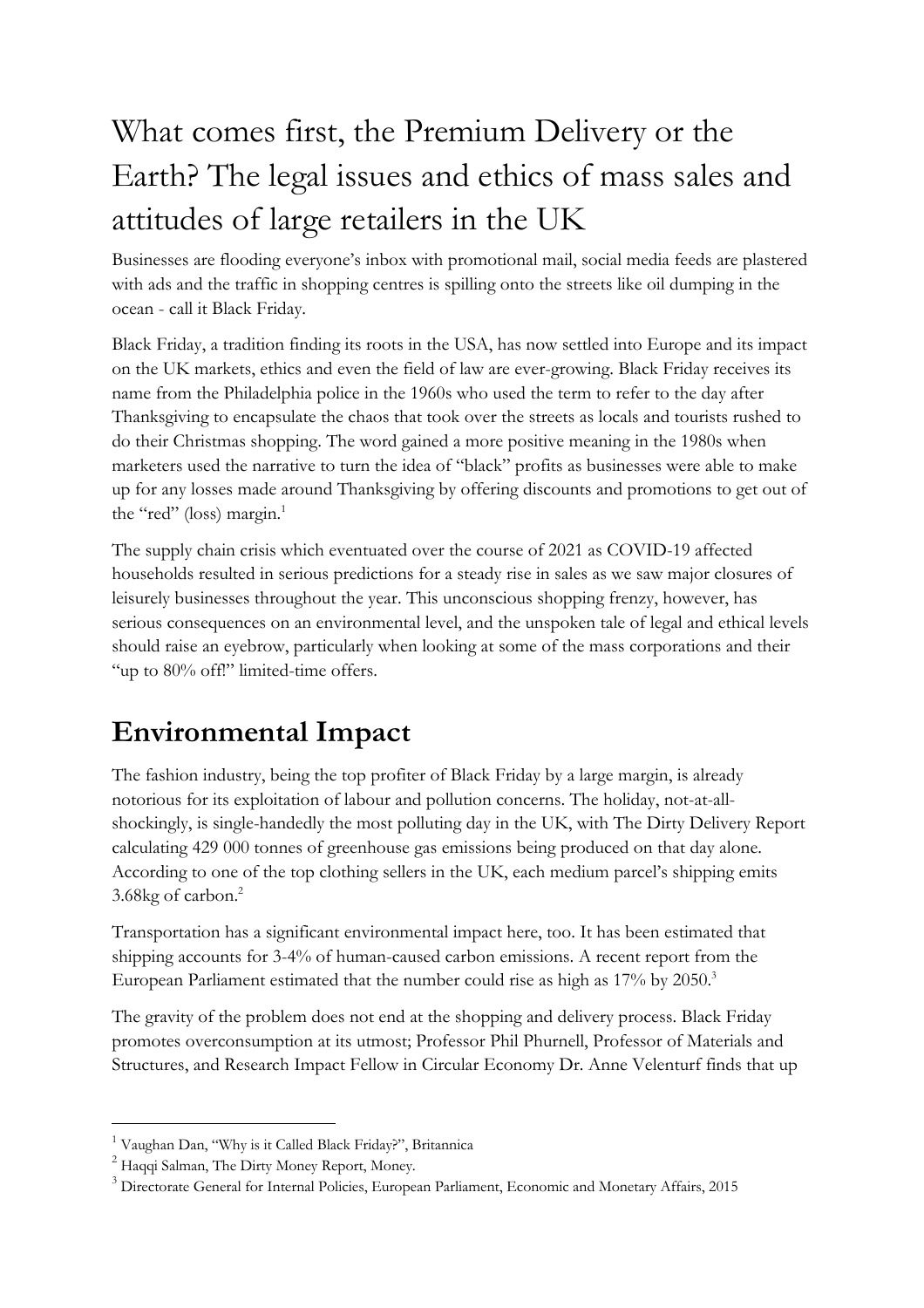# What comes first, the Premium Delivery or the Earth? The legal issues and ethics of mass sales and attitudes of large retailers in the UK

Businesses are flooding everyone's inbox with promotional mail, social media feeds are plastered with ads and the traffic in shopping centres is spilling onto the streets like oil dumping in the ocean - call it Black Friday.

Black Friday, a tradition finding its roots in the USA, has now settled into Europe and its impact on the UK markets, ethics and even the field of law are ever-growing. Black Friday receives its name from the Philadelphia police in the 1960s who used the term to refer to the day after Thanksgiving to encapsulate the chaos that took over the streets as locals and tourists rushed to do their Christmas shopping. The word gained a more positive meaning in the 1980s when marketers used the narrative to turn the idea of "black" profits as businesses were able to make up for any losses made around Thanksgiving by offering discounts and promotions to get out of the "red" (loss) margin.[1]

The supply chain crisis which eventuated over the course of 2021 as COVID-19 affected households resulted in serious predictions for a steady rise in sales as we saw major closures of leisurely businesses throughout the year. This unconscious shopping frenzy, however, has serious consequences on an environmental level, and the unspoken tale of legal and ethical levels should raise an eyebrow, particularly when looking at some of the mass corporations and their "up to 80% off!" limited-time offers.

## Environmental Impact

The fashion industry, being the top profiter of Black Friday by a large margin, is already notorious for its exploitation of labour and pollution concerns. The holiday, not-at-all-shockingly, is single-handedly the most polluting day in the UK, with The Dirty Delivery Report calculating 429 000 tonnes of greenhouse gas emissions being produced on that day alone. According to one of the top clothing sellers in the UK, each medium parcel's shipping emits 3.68kg of carbon.[2]

Transportation has a significant environmental impact here, too. It has been estimated that shipping accounts for 3-4% of human-caused carbon emissions. A recent report from the European Parliament estimated that the number could rise as high as 17% by 2050.[3]

The gravity of the problem does not end at the shopping and delivery process. Black Friday promotes overconsumption at its utmost; Professor Phil Phurnell, Professor of Materials and Structures, and Research Impact Fellow in Circular Economy Dr. Anne Velenturf finds that up

---

[1] Vaughan Dan, "Why is it Called Black Friday?", Britannica

[2] Haqqi Salman, The Dirty Money Report, Money.

[3] Directorate General for Internal Policies, European Parliament, Economic and Monetary Affairs, 2015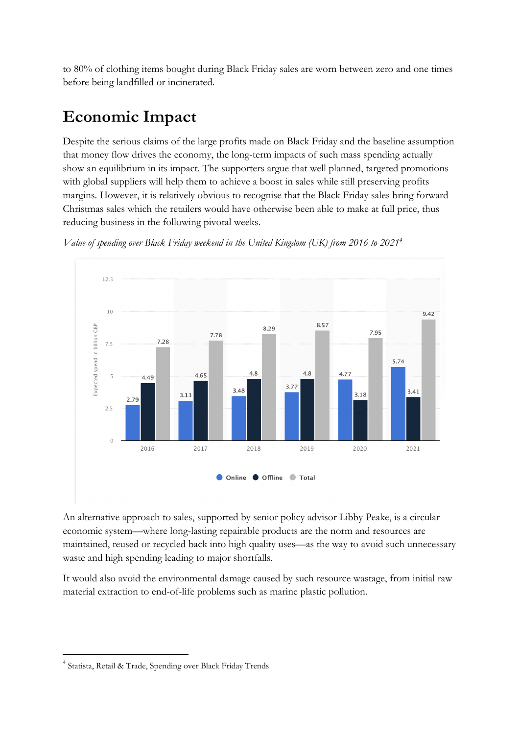to 80% of clothing items bought during Black Friday sales are worn between zero and one times before being landfilled or incinerated.

## Economic Impact

Despite the serious claims of the large profits made on Black Friday and the baseline assumption that money flow drives the economy, the long-term impacts of such mass spending actually show an equilibrium in its impact. The supporters argue that well planned, targeted promotions with global suppliers will help them to achieve a boost in sales while still preserving profits margins. However, it is relatively obvious to recognise that the Black Friday sales bring forward Christmas sales which the retailers would have otherwise been able to make at full price, thus reducing business in the following pivotal weeks.

*Value of spending over Black Friday weekend in the United Kingdom (UK) from 2016 to 2021*[4]

| Year | Online | Offline | Total |
|---|---|---|---|
| 2016 | 2.79 | 4.49 | 7.28 |
| 2017 | 3.13 | 4.65 | 7.78 |
| 2018 | 3.48 | 4.8 | 8.29 |
| 2019 | 3.77 | 4.8 | 8.57 |
| 2020 | 4.77 | 3.18 | 7.95 |
| 2021 | 5.74 | 3.41 | 9.42 |

Expected spend in billion GBP

An alternative approach to sales, supported by senior policy advisor Libby Peake, is a circular economic system—where long-lasting repairable products are the norm and resources are maintained, reused or recycled back into high quality uses—as the way to avoid such unnecessary waste and high spending leading to major shortfalls.

It would also avoid the environmental damage caused by such resource wastage, from initial raw material extraction to end-of-life problems such as marine plastic pollution.

[4] Statista, Retail & Trade, Spending over Black Friday Trends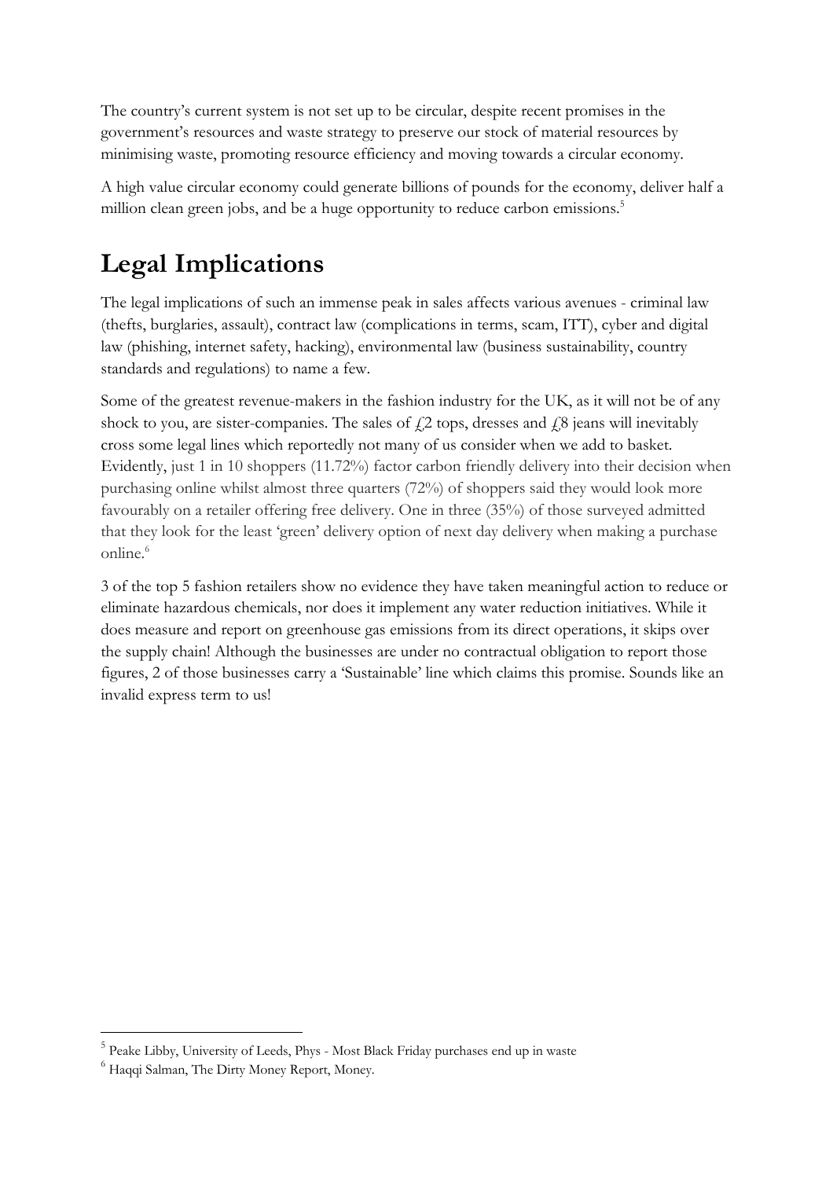The country's current system is not set up to be circular, despite recent promises in the government's resources and waste strategy to preserve our stock of material resources by minimising waste, promoting resource efficiency and moving towards a circular economy.

A high value circular economy could generate billions of pounds for the economy, deliver half a million clean green jobs, and be a huge opportunity to reduce carbon emissions.[5]

# Legal Implications

The legal implications of such an immense peak in sales affects various avenues - criminal law (thefts, burglaries, assault), contract law (complications in terms, scam, ITT), cyber and digital law (phishing, internet safety, hacking), environmental law (business sustainability, country standards and regulations) to name a few.

Some of the greatest revenue-makers in the fashion industry for the UK, as it will not be of any shock to you, are sister-companies. The sales of £2 tops, dresses and £8 jeans will inevitably cross some legal lines which reportedly not many of us consider when we add to basket. Evidently, just 1 in 10 shoppers (11.72%) factor carbon friendly delivery into their decision when purchasing online whilst almost three quarters (72%) of shoppers said they would look more favourably on a retailer offering free delivery. One in three (35%) of those surveyed admitted that they look for the least 'green' delivery option of next day delivery when making a purchase online.[6]

3 of the top 5 fashion retailers show no evidence they have taken meaningful action to reduce or eliminate hazardous chemicals, nor does it implement any water reduction initiatives. While it does measure and report on greenhouse gas emissions from its direct operations, it skips over the supply chain! Although the businesses are under no contractual obligation to report those figures, 2 of those businesses carry a 'Sustainable' line which claims this promise. Sounds like an invalid express term to us!

---

[5] Peake Libby, University of Leeds, Phys - Most Black Friday purchases end up in waste

[6] Haqqi Salman, The Dirty Money Report, Money.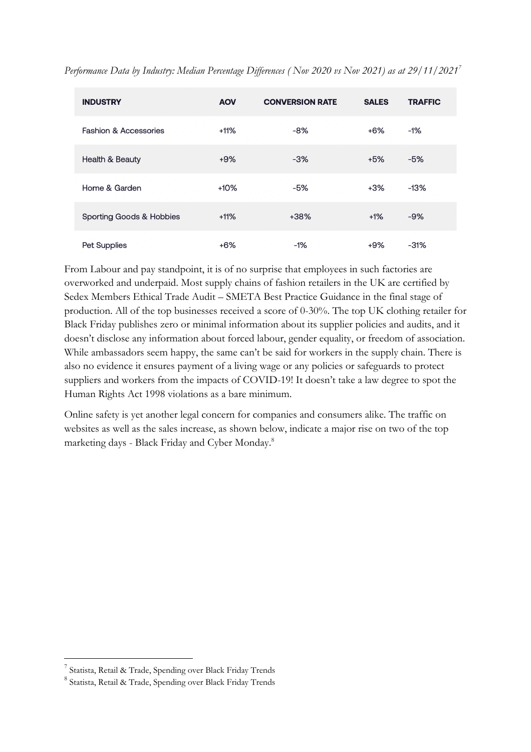*Performance Data by Industry: Median Percentage Differences ( Nov 2020 vs Nov 2021) as at 29/11/2021*[7]

| INDUSTRY | AOV | CONVERSION RATE | SALES | TRAFFIC |
|---|---|---|---|---|
| Fashion & Accessories | +11% | -8% | +6% | -1% |
| Health & Beauty | +9% | -3% | +5% | -5% |
| Home & Garden | +10% | -5% | +3% | -13% |
| Sporting Goods & Hobbies | +11% | +38% | +1% | -9% |
| Pet Supplies | +6% | -1% | +9% | -31% |

From Labour and pay standpoint, it is of no surprise that employees in such factories are overworked and underpaid. Most supply chains of fashion retailers in the UK are certified by Sedex Members Ethical Trade Audit – SMETA Best Practice Guidance in the final stage of production. All of the top businesses received a score of 0-30%. The top UK clothing retailer for Black Friday publishes zero or minimal information about its supplier policies and audits, and it doesn't disclose any information about forced labour, gender equality, or freedom of association. While ambassadors seem happy, the same can't be said for workers in the supply chain. There is also no evidence it ensures payment of a living wage or any policies or safeguards to protect suppliers and workers from the impacts of COVID-19! It doesn't take a law degree to spot the Human Rights Act 1998 violations as a bare minimum.

Online safety is yet another legal concern for companies and consumers alike. The traffic on websites as well as the sales increase, as shown below, indicate a major rise on two of the top marketing days - Black Friday and Cyber Monday.[8]

---

[7] Statista, Retail & Trade, Spending over Black Friday Trends

[8] Statista, Retail & Trade, Spending over Black Friday Trends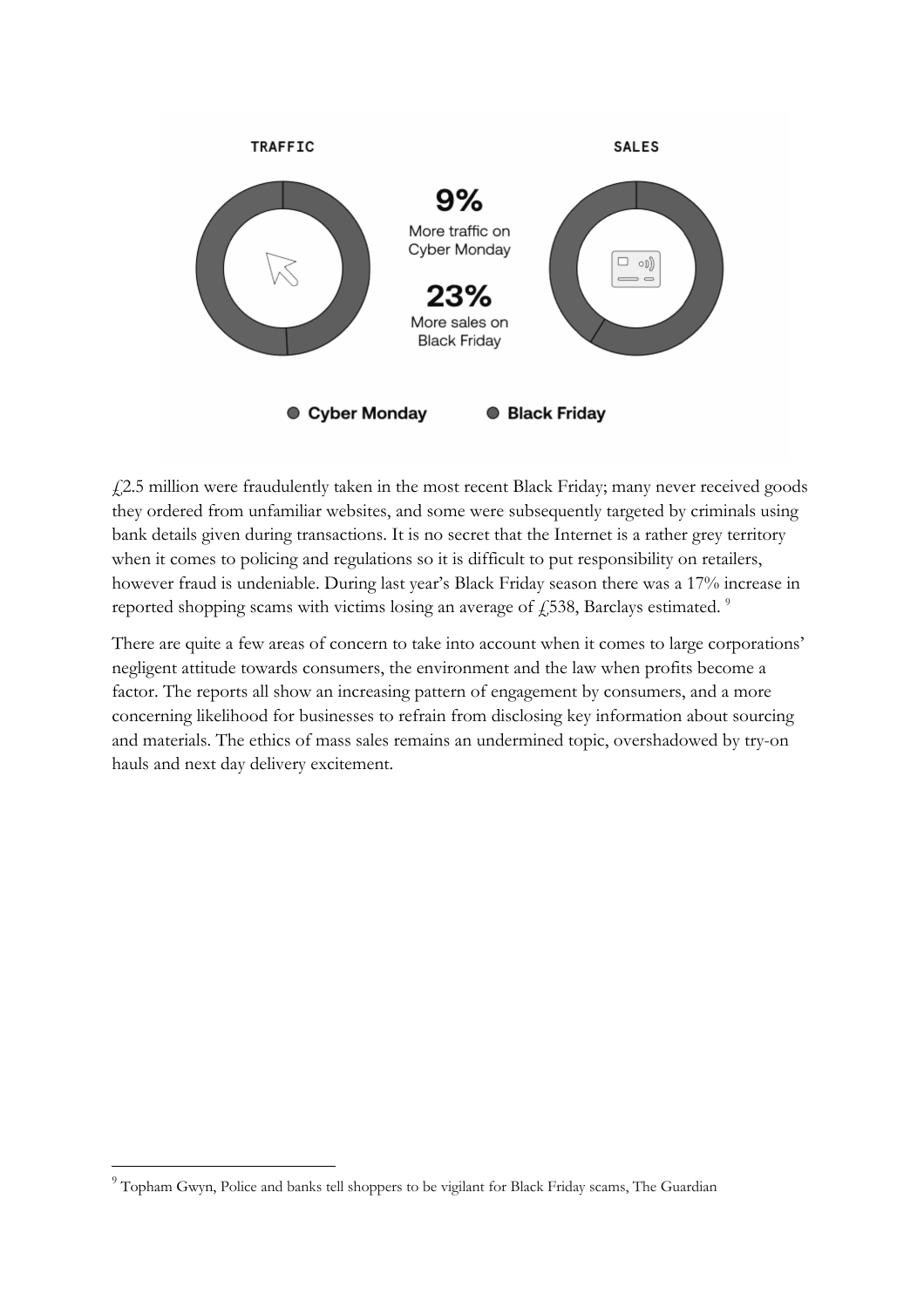TRAFFIC

SALES

**9%** More traffic on Cyber Monday

**23%** More sales on Black Friday

Cyber Monday · Black Friday

£2.5 million were fraudulently taken in the most recent Black Friday; many never received goods they ordered from unfamiliar websites, and some were subsequently targeted by criminals using bank details given during transactions. It is no secret that the Internet is a rather grey territory when it comes to policing and regulations so it is difficult to put responsibility on retailers, however fraud is undeniable. During last year's Black Friday season there was a 17% increase in reported shopping scams with victims losing an average of £538, Barclays estimated. [9]

There are quite a few areas of concern to take into account when it comes to large corporations' negligent attitude towards consumers, the environment and the law when profits become a factor. The reports all show an increasing pattern of engagement by consumers, and a more concerning likelihood for businesses to refrain from disclosing key information about sourcing and materials. The ethics of mass sales remains an undermined topic, overshadowed by try-on hauls and next day delivery excitement.

[9] Topham Gwyn, Police and banks tell shoppers to be vigilant for Black Friday scams, The Guardian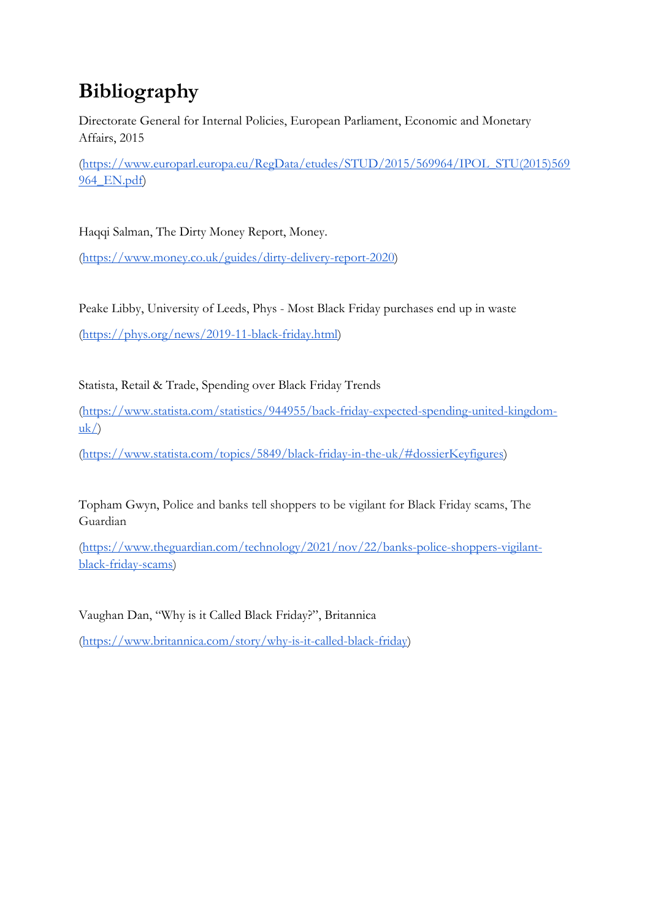# Bibliography

Directorate General for Internal Policies, European Parliament, Economic and Monetary Affairs, 2015

(https://www.europarl.europa.eu/RegData/etudes/STUD/2015/569964/IPOL_STU(2015)569964_EN.pdf)

Haqqi Salman, The Dirty Money Report, Money.

(https://www.money.co.uk/guides/dirty-delivery-report-2020)

Peake Libby, University of Leeds, Phys - Most Black Friday purchases end up in waste

(https://phys.org/news/2019-11-black-friday.html)

Statista, Retail & Trade, Spending over Black Friday Trends

(https://www.statista.com/statistics/944955/back-friday-expected-spending-united-kingdom-uk/)

(https://www.statista.com/topics/5849/black-friday-in-the-uk/#dossierKeyfigures)

Topham Gwyn, Police and banks tell shoppers to be vigilant for Black Friday scams, The Guardian

(https://www.theguardian.com/technology/2021/nov/22/banks-police-shoppers-vigilant-black-friday-scams)

Vaughan Dan, "Why is it Called Black Friday?", Britannica

(https://www.britannica.com/story/why-is-it-called-black-friday)